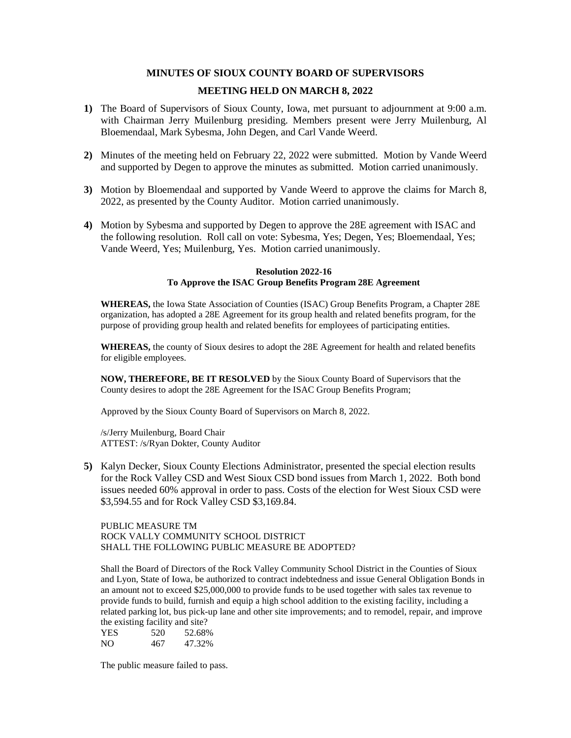# MINUTES OF SIOUX COUNTY BOARD OF SUPERVISORS

## MEETING HELD ON MARCH 8, 2022

**1)** The Board of Supervisors of Sioux County, Iowa, met pursuant to adjournment at 9:00 a.m. with Chairman Jerry Muilenburg presiding. Members present were Jerry Muilenburg, Al Bloemendaal, Mark Sybesma, John Degen, and Carl Vande Weerd.

**2)** Minutes of the meeting held on February 22, 2022 were submitted. Motion by Vande Weerd and supported by Degen to approve the minutes as submitted. Motion carried unanimously.

**3)** Motion by Bloemendaal and supported by Vande Weerd to approve the claims for March 8, 2022, as presented by the County Auditor. Motion carried unanimously.

**4)** Motion by Sybesma and supported by Degen to approve the 28E agreement with ISAC and the following resolution. Roll call on vote: Sybesma, Yes; Degen, Yes; Bloemendaal, Yes; Vande Weerd, Yes; Muilenburg, Yes. Motion carried unanimously.

**Resolution 2022-16**
**To Approve the ISAC Group Benefits Program 28E Agreement**

**WHEREAS,** the Iowa State Association of Counties (ISAC) Group Benefits Program, a Chapter 28E organization, has adopted a 28E Agreement for its group health and related benefits program, for the purpose of providing group health and related benefits for employees of participating entities.

**WHEREAS,** the county of Sioux desires to adopt the 28E Agreement for health and related benefits for eligible employees.

**NOW, THEREFORE, BE IT RESOLVED** by the Sioux County Board of Supervisors that the County desires to adopt the 28E Agreement for the ISAC Group Benefits Program;

Approved by the Sioux County Board of Supervisors on March 8, 2022.

/s/Jerry Muilenburg, Board Chair
ATTEST: /s/Ryan Dokter, County Auditor

**5)** Kalyn Decker, Sioux County Elections Administrator, presented the special election results for the Rock Valley CSD and West Sioux CSD bond issues from March 1, 2022. Both bond issues needed 60% approval in order to pass. Costs of the election for West Sioux CSD were $3,594.55 and for Rock Valley CSD $3,169.84.

PUBLIC MEASURE TM
ROCK VALLY COMMUNITY SCHOOL DISTRICT
SHALL THE FOLLOWING PUBLIC MEASURE BE ADOPTED?

Shall the Board of Directors of the Rock Valley Community School District in the Counties of Sioux and Lyon, State of Iowa, be authorized to contract indebtedness and issue General Obligation Bonds in an amount not to exceed $25,000,000 to provide funds to be used together with sales tax revenue to provide funds to build, furnish and equip a high school addition to the existing facility, including a related parking lot, bus pick-up lane and other site improvements; and to remodel, repair, and improve the existing facility and site?

| | | |
|---|---|---|
| YES | 520 | 52.68% |
| NO | 467 | 47.32% |

The public measure failed to pass.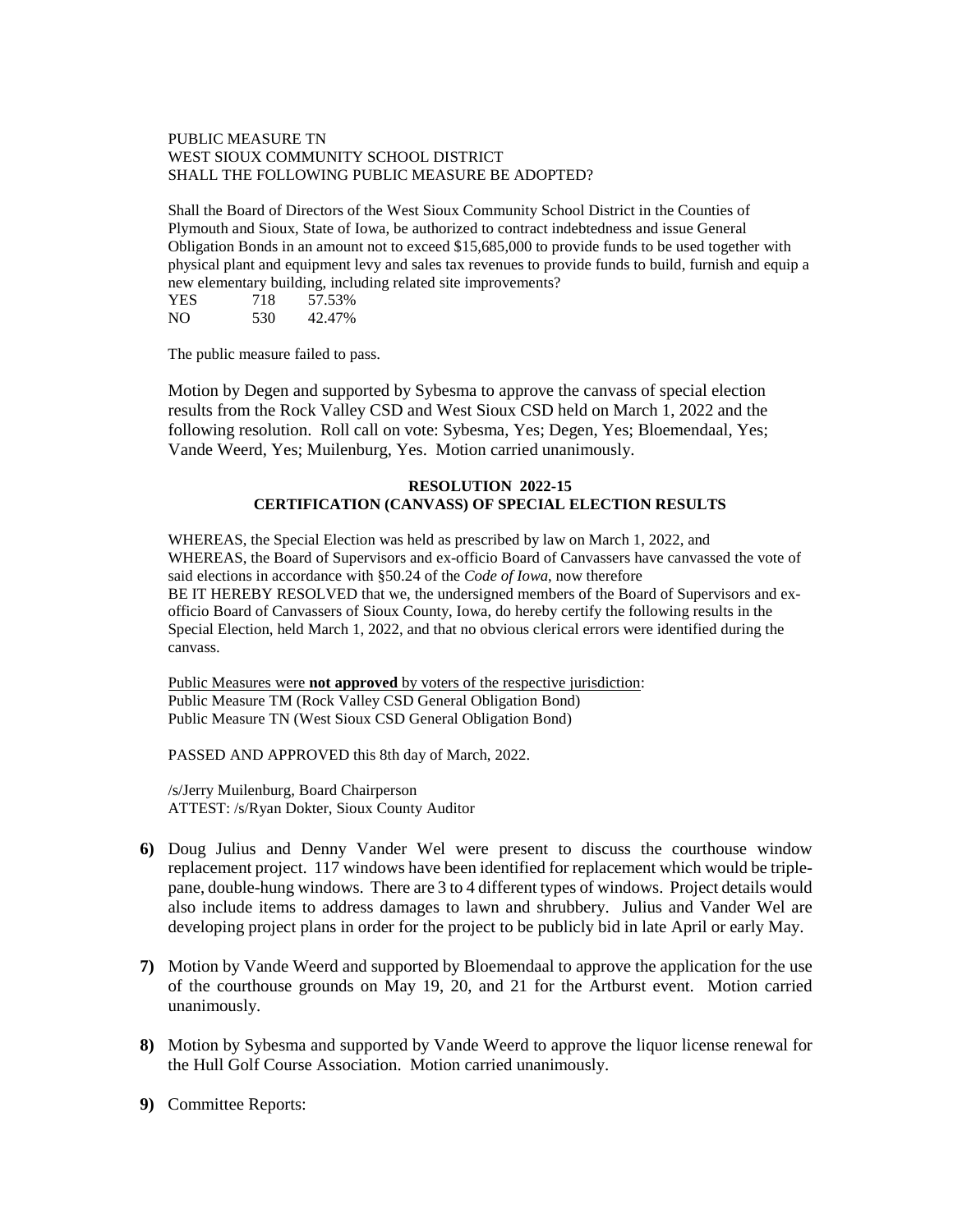PUBLIC MEASURE TN
WEST SIOUX COMMUNITY SCHOOL DISTRICT
SHALL THE FOLLOWING PUBLIC MEASURE BE ADOPTED?

Shall the Board of Directors of the West Sioux Community School District in the Counties of Plymouth and Sioux, State of Iowa, be authorized to contract indebtedness and issue General Obligation Bonds in an amount not to exceed $15,685,000 to provide funds to be used together with physical plant and equipment levy and sales tax revenues to provide funds to build, furnish and equip a new elementary building, including related site improvements?

| | | |
|---|---|---|
| YES | 718 | 57.53% |
| NO | 530 | 42.47% |

The public measure failed to pass.

Motion by Degen and supported by Sybesma to approve the canvass of special election results from the Rock Valley CSD and West Sioux CSD held on March 1, 2022 and the following resolution. Roll call on vote: Sybesma, Yes; Degen, Yes; Bloemendaal, Yes; Vande Weerd, Yes; Muilenburg, Yes. Motion carried unanimously.

**RESOLUTION 2022-15**
**CERTIFICATION (CANVASS) OF SPECIAL ELECTION RESULTS**

WHEREAS, the Special Election was held as prescribed by law on March 1, 2022, and
WHEREAS, the Board of Supervisors and ex-officio Board of Canvassers have canvassed the vote of said elections in accordance with §50.24 of the *Code of Iowa*, now therefore
BE IT HEREBY RESOLVED that we, the undersigned members of the Board of Supervisors and ex-officio Board of Canvassers of Sioux County, Iowa, do hereby certify the following results in the Special Election, held March 1, 2022, and that no obvious clerical errors were identified during the canvass.

Public Measures were **not approved** by voters of the respective jurisdiction:
Public Measure TM (Rock Valley CSD General Obligation Bond)
Public Measure TN (West Sioux CSD General Obligation Bond)

PASSED AND APPROVED this 8th day of March, 2022.

/s/Jerry Muilenburg, Board Chairperson
ATTEST: /s/Ryan Dokter, Sioux County Auditor

**6)** Doug Julius and Denny Vander Wel were present to discuss the courthouse window replacement project. 117 windows have been identified for replacement which would be triple-pane, double-hung windows. There are 3 to 4 different types of windows. Project details would also include items to address damages to lawn and shrubbery. Julius and Vander Wel are developing project plans in order for the project to be publicly bid in late April or early May.

**7)** Motion by Vande Weerd and supported by Bloemendaal to approve the application for the use of the courthouse grounds on May 19, 20, and 21 for the Artburst event. Motion carried unanimously.

**8)** Motion by Sybesma and supported by Vande Weerd to approve the liquor license renewal for the Hull Golf Course Association. Motion carried unanimously.

**9)** Committee Reports: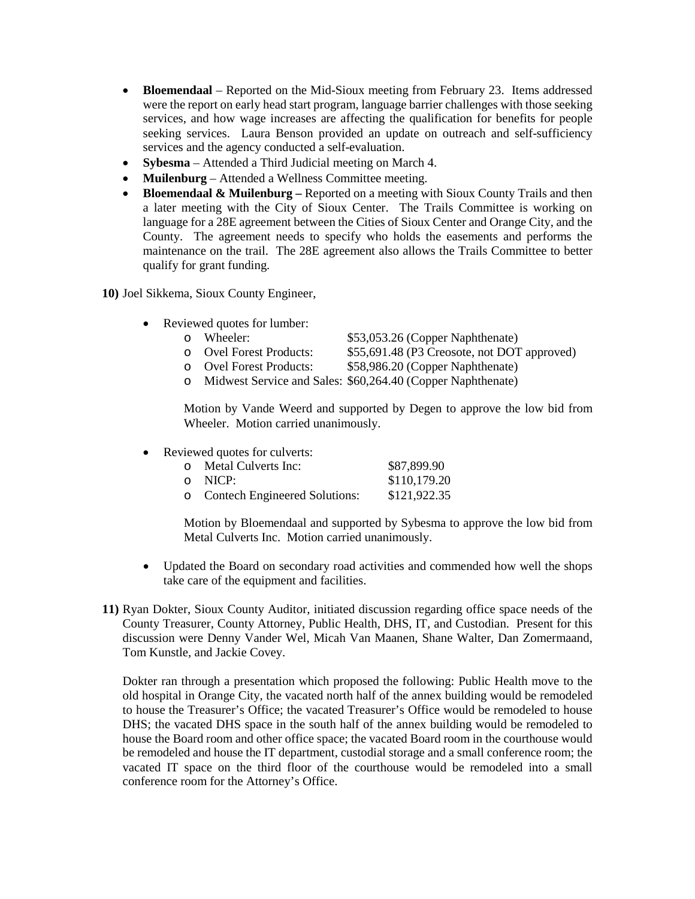- **Bloemendaal** – Reported on the Mid-Sioux meeting from February 23. Items addressed were the report on early head start program, language barrier challenges with those seeking services, and how wage increases are affecting the qualification for benefits for people seeking services. Laura Benson provided an update on outreach and self-sufficiency services and the agency conducted a self-evaluation.
- **Sybesma** – Attended a Third Judicial meeting on March 4.
- **Muilenburg** – Attended a Wellness Committee meeting.
- **Bloemendaal & Muilenburg –** Reported on a meeting with Sioux County Trails and then a later meeting with the City of Sioux Center. The Trails Committee is working on language for a 28E agreement between the Cities of Sioux Center and Orange City, and the County. The agreement needs to specify who holds the easements and performs the maintenance on the trail. The 28E agreement also allows the Trails Committee to better qualify for grant funding.

**10)** Joel Sikkema, Sioux County Engineer,

- Reviewed quotes for lumber:
  - Wheeler: $53,053.26 (Copper Naphthenate)
  - Ovel Forest Products: $55,691.48 (P3 Creosote, not DOT approved)
  - Ovel Forest Products: $58,986.20 (Copper Naphthenate)
  - Midwest Service and Sales: $60,264.40 (Copper Naphthenate)

  Motion by Vande Weerd and supported by Degen to approve the low bid from Wheeler. Motion carried unanimously.

- Reviewed quotes for culverts:
  - Metal Culverts Inc: $87,899.90
  - NICP: $110,179.20
  - Contech Engineered Solutions: $121,922.35

  Motion by Bloemendaal and supported by Sybesma to approve the low bid from Metal Culverts Inc. Motion carried unanimously.

- Updated the Board on secondary road activities and commended how well the shops take care of the equipment and facilities.

**11)** Ryan Dokter, Sioux County Auditor, initiated discussion regarding office space needs of the County Treasurer, County Attorney, Public Health, DHS, IT, and Custodian. Present for this discussion were Denny Vander Wel, Micah Van Maanen, Shane Walter, Dan Zomermaand, Tom Kunstle, and Jackie Covey.

Dokter ran through a presentation which proposed the following: Public Health move to the old hospital in Orange City, the vacated north half of the annex building would be remodeled to house the Treasurer's Office; the vacated Treasurer's Office would be remodeled to house DHS; the vacated DHS space in the south half of the annex building would be remodeled to house the Board room and other office space; the vacated Board room in the courthouse would be remodeled and house the IT department, custodial storage and a small conference room; the vacated IT space on the third floor of the courthouse would be remodeled into a small conference room for the Attorney's Office.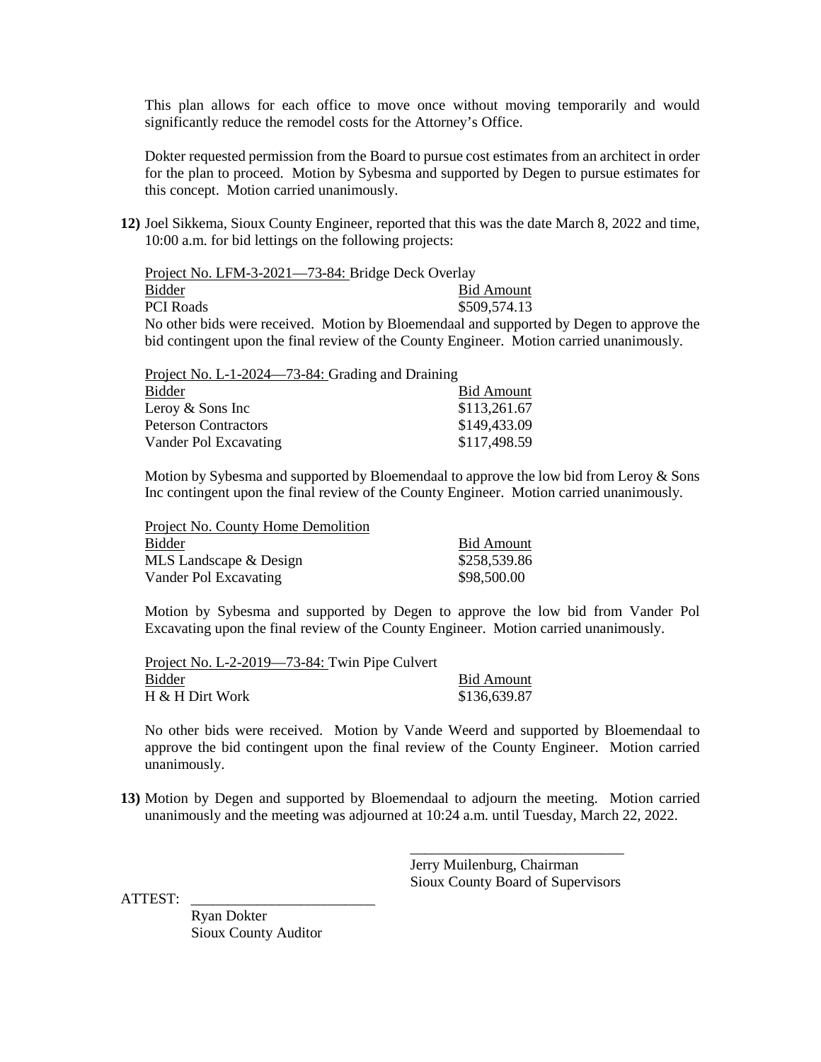This plan allows for each office to move once without moving temporarily and would significantly reduce the remodel costs for the Attorney's Office.

Dokter requested permission from the Board to pursue cost estimates from an architect in order for the plan to proceed. Motion by Sybesma and supported by Degen to pursue estimates for this concept. Motion carried unanimously.

**12)** Joel Sikkema, Sioux County Engineer, reported that this was the date March 8, 2022 and time, 10:00 a.m. for bid lettings on the following projects:

Project No. LFM-3-2021—73-84: Bridge Deck Overlay

| Bidder | Bid Amount |
|---|---|
| PCI Roads | $509,574.13 |

No other bids were received. Motion by Bloemendaal and supported by Degen to approve the bid contingent upon the final review of the County Engineer. Motion carried unanimously.

Project No. L-1-2024—73-84: Grading and Draining

| Bidder | Bid Amount |
|---|---|
| Leroy & Sons Inc | $113,261.67 |
| Peterson Contractors | $149,433.09 |
| Vander Pol Excavating | $117,498.59 |

Motion by Sybesma and supported by Bloemendaal to approve the low bid from Leroy & Sons Inc contingent upon the final review of the County Engineer. Motion carried unanimously.

Project No. County Home Demolition

| Bidder | Bid Amount |
|---|---|
| MLS Landscape & Design | $258,539.86 |
| Vander Pol Excavating | $98,500.00 |

Motion by Sybesma and supported by Degen to approve the low bid from Vander Pol Excavating upon the final review of the County Engineer. Motion carried unanimously.

Project No. L-2-2019—73-84: Twin Pipe Culvert

| Bidder | Bid Amount |
|---|---|
| H & H Dirt Work | $136,639.87 |

No other bids were received. Motion by Vande Weerd and supported by Bloemendaal to approve the bid contingent upon the final review of the County Engineer. Motion carried unanimously.

**13)** Motion by Degen and supported by Bloemendaal to adjourn the meeting. Motion carried unanimously and the meeting was adjourned at 10:24 a.m. until Tuesday, March 22, 2022.

\_\_\_\_\_\_\_\_\_\_\_\_\_\_\_\_\_\_\_\_\_\_\_\_\_\_\_\_\_\_
Jerry Muilenburg, Chairman
Sioux County Board of Supervisors

ATTEST: \_\_\_\_\_\_\_\_\_\_\_\_\_\_\_\_\_\_\_\_\_\_\_\_\_\_
Ryan Dokter
Sioux County Auditor